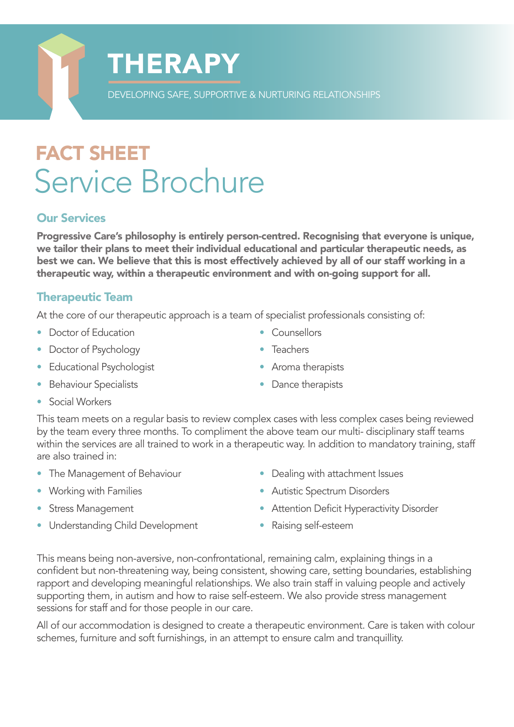# THERAPY

DEVELOPING SAFE, SUPPORTIVE & NURTURING RELATIONSHIPS

## FACT SHEET
# Service Brochure

### Our Services

**Progressive Care's philosophy is entirely person-centred. Recognising that everyone is unique, we tailor their plans to meet their individual educational and particular therapeutic needs, as best we can. We believe that this is most effectively achieved by all of our staff working in a therapeutic way, within a therapeutic environment and with on-going support for all.**

### Therapeutic Team

At the core of our therapeutic approach is a team of specialist professionals consisting of:

- Doctor of Education
- Doctor of Psychology
- Educational Psychologist
- Behaviour Specialists
- Social Workers
- Counsellors
- Teachers
- Aroma therapists
- Dance therapists

This team meets on a regular basis to review complex cases with less complex cases being reviewed by the team every three months. To compliment the above team our multi- disciplinary staff teams within the services are all trained to work in a therapeutic way. In addition to mandatory training, staff are also trained in:

- The Management of Behaviour
- Working with Families
- Stress Management
- Understanding Child Development
- Dealing with attachment Issues
- Autistic Spectrum Disorders
- Attention Deficit Hyperactivity Disorder
- Raising self-esteem

This means being non-aversive, non-confrontational, remaining calm, explaining things in a confident but non-threatening way, being consistent, showing care, setting boundaries, establishing rapport and developing meaningful relationships. We also train staff in valuing people and actively supporting them, in autism and how to raise self-esteem. We also provide stress management sessions for staff and for those people in our care.

All of our accommodation is designed to create a therapeutic environment. Care is taken with colour schemes, furniture and soft furnishings, in an attempt to ensure calm and tranquillity.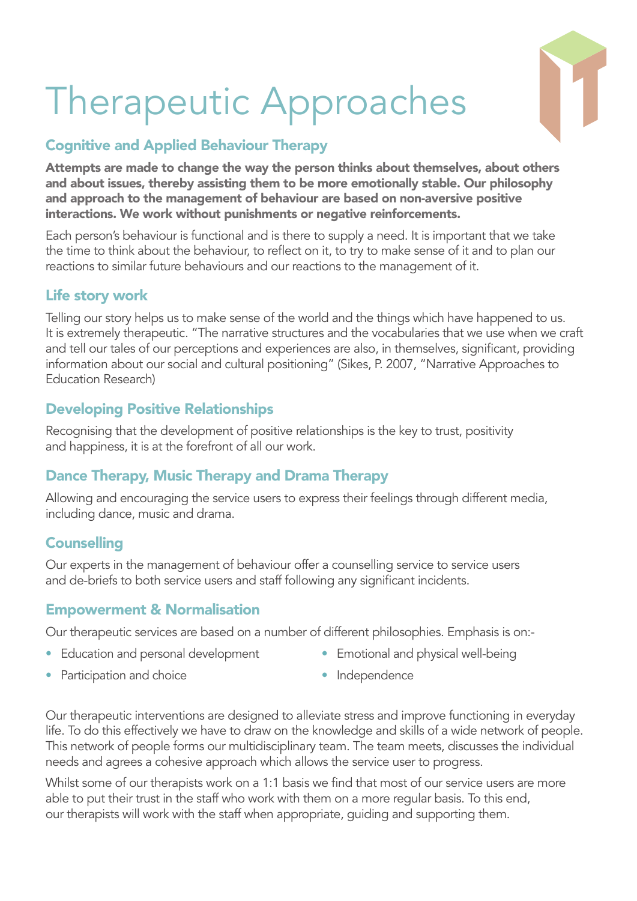# Therapeutic Approaches

## Cognitive and Applied Behaviour Therapy

**Attempts are made to change the way the person thinks about themselves, about others and about issues, thereby assisting them to be more emotionally stable. Our philosophy and approach to the management of behaviour are based on non-aversive positive interactions. We work without punishments or negative reinforcements.**

Each person's behaviour is functional and is there to supply a need. It is important that we take the time to think about the behaviour, to reflect on it, to try to make sense of it and to plan our reactions to similar future behaviours and our reactions to the management of it.

## Life story work

Telling our story helps us to make sense of the world and the things which have happened to us. It is extremely therapeutic. "The narrative structures and the vocabularies that we use when we craft and tell our tales of our perceptions and experiences are also, in themselves, significant, providing information about our social and cultural positioning" (Sikes, P. 2007, "Narrative Approaches to Education Research)

## Developing Positive Relationships

Recognising that the development of positive relationships is the key to trust, positivity and happiness, it is at the forefront of all our work.

## Dance Therapy, Music Therapy and Drama Therapy

Allowing and encouraging the service users to express their feelings through different media, including dance, music and drama.

## Counselling

Our experts in the management of behaviour offer a counselling service to service users and de-briefs to both service users and staff following any significant incidents.

## Empowerment & Normalisation

Our therapeutic services are based on a number of different philosophies. Emphasis is on:-

- Education and personal development
- Participation and choice
- Emotional and physical well-being
- Independence

Our therapeutic interventions are designed to alleviate stress and improve functioning in everyday life. To do this effectively we have to draw on the knowledge and skills of a wide network of people. This network of people forms our multidisciplinary team. The team meets, discusses the individual needs and agrees a cohesive approach which allows the service user to progress.

Whilst some of our therapists work on a 1:1 basis we find that most of our service users are more able to put their trust in the staff who work with them on a more regular basis. To this end, our therapists will work with the staff when appropriate, guiding and supporting them.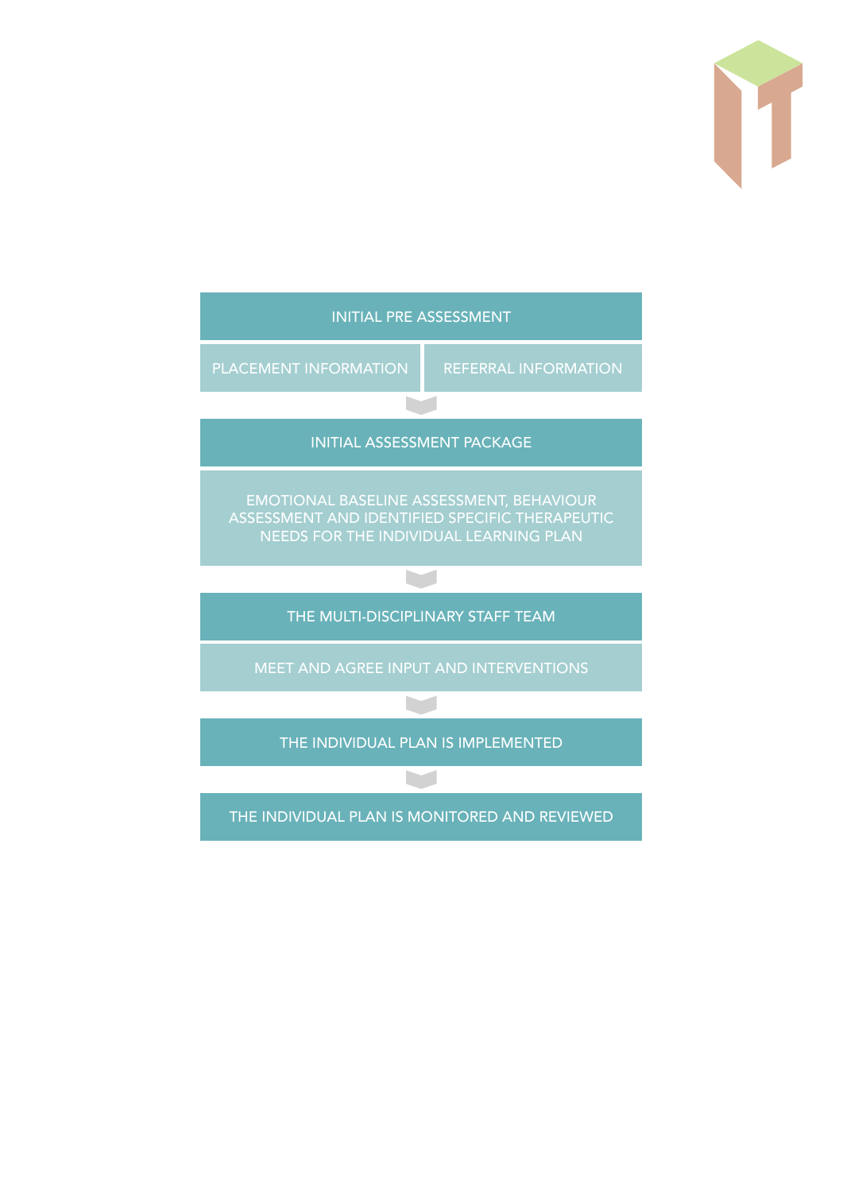INITIAL PRE ASSESSMENT

PLACEMENT INFORMATION | REFERRAL INFORMATION

INITIAL ASSESSMENT PACKAGE

EMOTIONAL BASELINE ASSESSMENT, BEHAVIOUR ASSESSMENT AND IDENTIFIED SPECIFIC THERAPEUTIC NEEDS FOR THE INDIVIDUAL LEARNING PLAN

THE MULTI-DISCIPLINARY STAFF TEAM

MEET AND AGREE INPUT AND INTERVENTIONS

THE INDIVIDUAL PLAN IS IMPLEMENTED

THE INDIVIDUAL PLAN IS MONITORED AND REVIEWED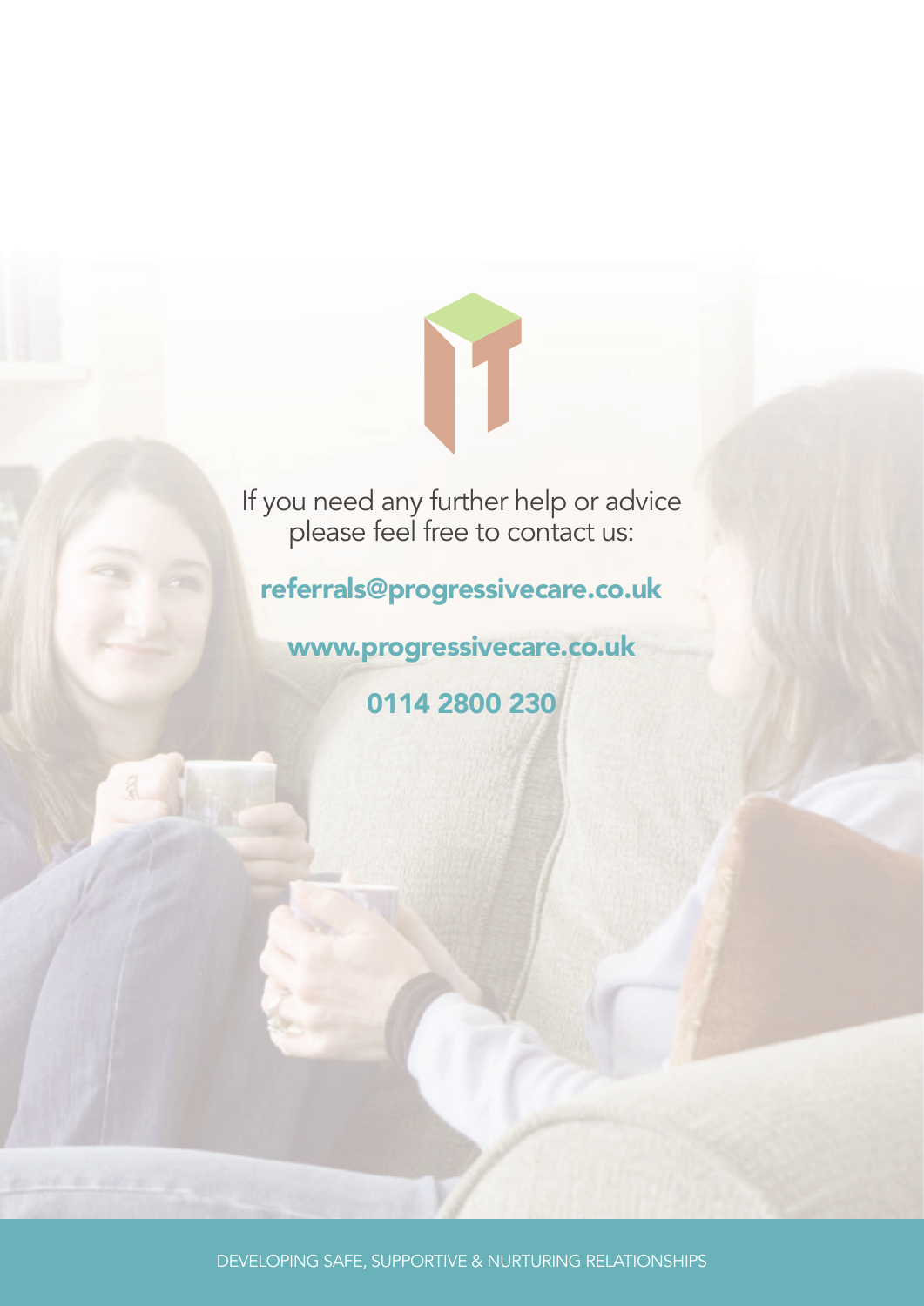If you need any further help or advice please feel free to contact us:

**referrals@progressivecare.co.uk**

**www.progressivecare.co.uk**

**0114 2800 230**

DEVELOPING SAFE, SUPPORTIVE & NURTURING RELATIONSHIPS